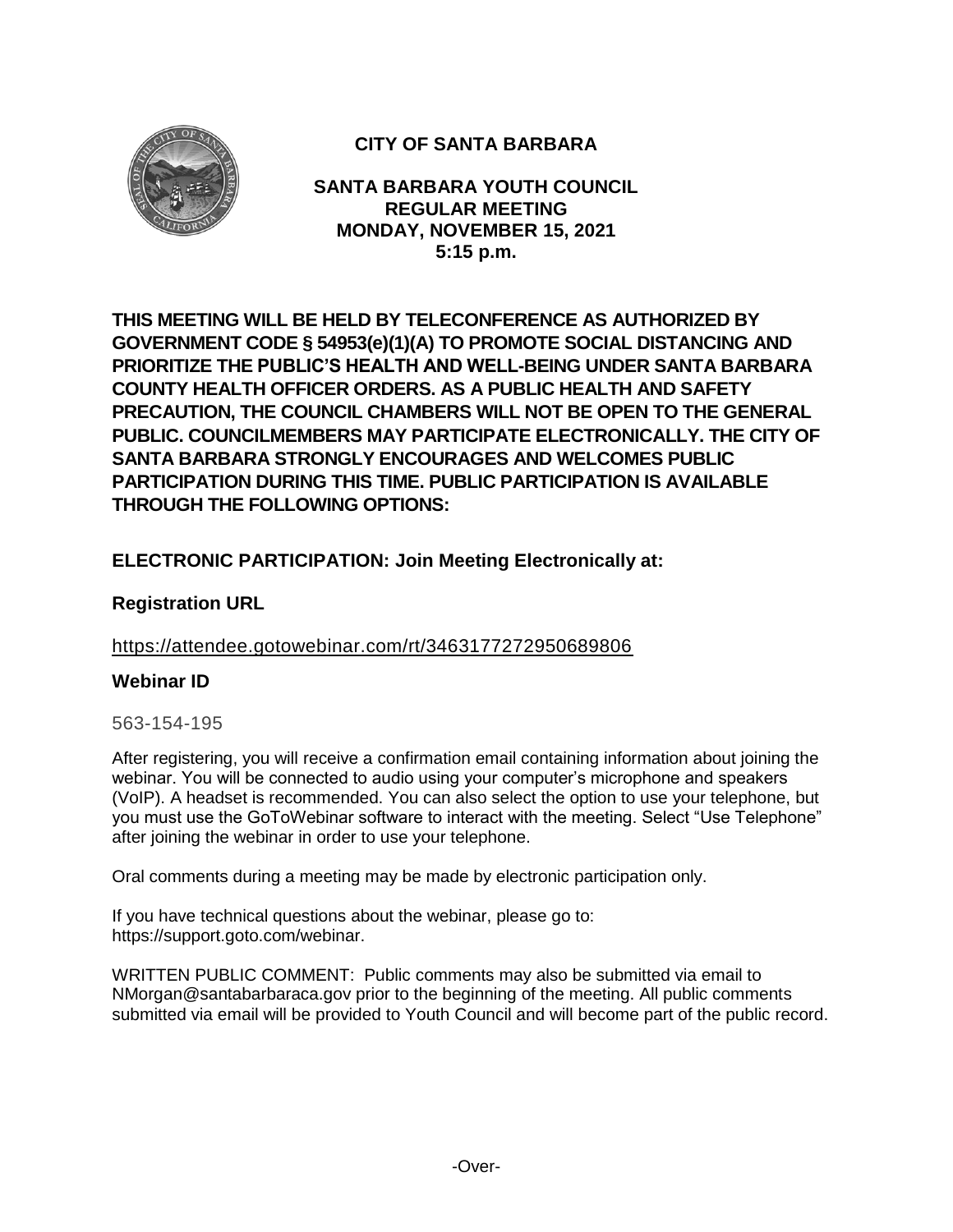# CITY OF SANTA BARBARA

## SANTA BARBARA YOUTH COUNCIL
## REGULAR MEETING
## MONDAY, NOVEMBER 15, 2021
## 5:15 p.m.

**THIS MEETING WILL BE HELD BY TELECONFERENCE AS AUTHORIZED BY GOVERNMENT CODE § 54953(e)(1)(A) TO PROMOTE SOCIAL DISTANCING AND PRIORITIZE THE PUBLIC'S HEALTH AND WELL-BEING UNDER SANTA BARBARA COUNTY HEALTH OFFICER ORDERS. AS A PUBLIC HEALTH AND SAFETY PRECAUTION, THE COUNCIL CHAMBERS WILL NOT BE OPEN TO THE GENERAL PUBLIC. COUNCILMEMBERS MAY PARTICIPATE ELECTRONICALLY. THE CITY OF SANTA BARBARA STRONGLY ENCOURAGES AND WELCOMES PUBLIC PARTICIPATION DURING THIS TIME. PUBLIC PARTICIPATION IS AVAILABLE THROUGH THE FOLLOWING OPTIONS:**

**ELECTRONIC PARTICIPATION: Join Meeting Electronically at:**

**Registration URL**

https://attendee.gotowebinar.com/rt/3463177272950689806

**Webinar ID**

563-154-195

After registering, you will receive a confirmation email containing information about joining the webinar. You will be connected to audio using your computer's microphone and speakers (VoIP). A headset is recommended. You can also select the option to use your telephone, but you must use the GoToWebinar software to interact with the meeting. Select "Use Telephone" after joining the webinar in order to use your telephone.

Oral comments during a meeting may be made by electronic participation only.

If you have technical questions about the webinar, please go to: https://support.goto.com/webinar.

WRITTEN PUBLIC COMMENT: Public comments may also be submitted via email to NMorgan@santabarbaraca.gov prior to the beginning of the meeting. All public comments submitted via email will be provided to Youth Council and will become part of the public record.

-Over-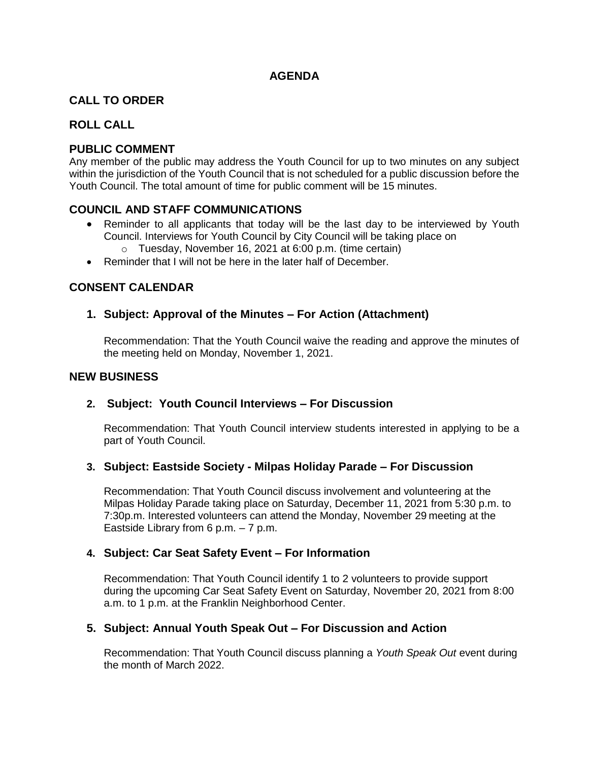# AGENDA

## CALL TO ORDER

## ROLL CALL

## PUBLIC COMMENT

Any member of the public may address the Youth Council for up to two minutes on any subject within the jurisdiction of the Youth Council that is not scheduled for a public discussion before the Youth Council. The total amount of time for public comment will be 15 minutes.

## COUNCIL AND STAFF COMMUNICATIONS

- Reminder to all applicants that today will be the last day to be interviewed by Youth Council. Interviews for Youth Council by City Council will be taking place on
  - Tuesday, November 16, 2021 at 6:00 p.m. (time certain)
- Reminder that I will not be here in the later half of December.

## CONSENT CALENDAR

### 1. Subject: Approval of the Minutes – For Action (Attachment)

Recommendation: That the Youth Council waive the reading and approve the minutes of the meeting held on Monday, November 1, 2021.

## NEW BUSINESS

### 2. Subject: Youth Council Interviews – For Discussion

Recommendation: That Youth Council interview students interested in applying to be a part of Youth Council.

### 3. Subject: Eastside Society - Milpas Holiday Parade – For Discussion

Recommendation: That Youth Council discuss involvement and volunteering at the Milpas Holiday Parade taking place on Saturday, December 11, 2021 from 5:30 p.m. to 7:30p.m. Interested volunteers can attend the Monday, November 29 meeting at the Eastside Library from 6 p.m. – 7 p.m.

### 4. Subject: Car Seat Safety Event – For Information

Recommendation: That Youth Council identify 1 to 2 volunteers to provide support during the upcoming Car Seat Safety Event on Saturday, November 20, 2021 from 8:00 a.m. to 1 p.m. at the Franklin Neighborhood Center.

### 5. Subject: Annual Youth Speak Out – For Discussion and Action

Recommendation: That Youth Council discuss planning a *Youth Speak Out* event during the month of March 2022.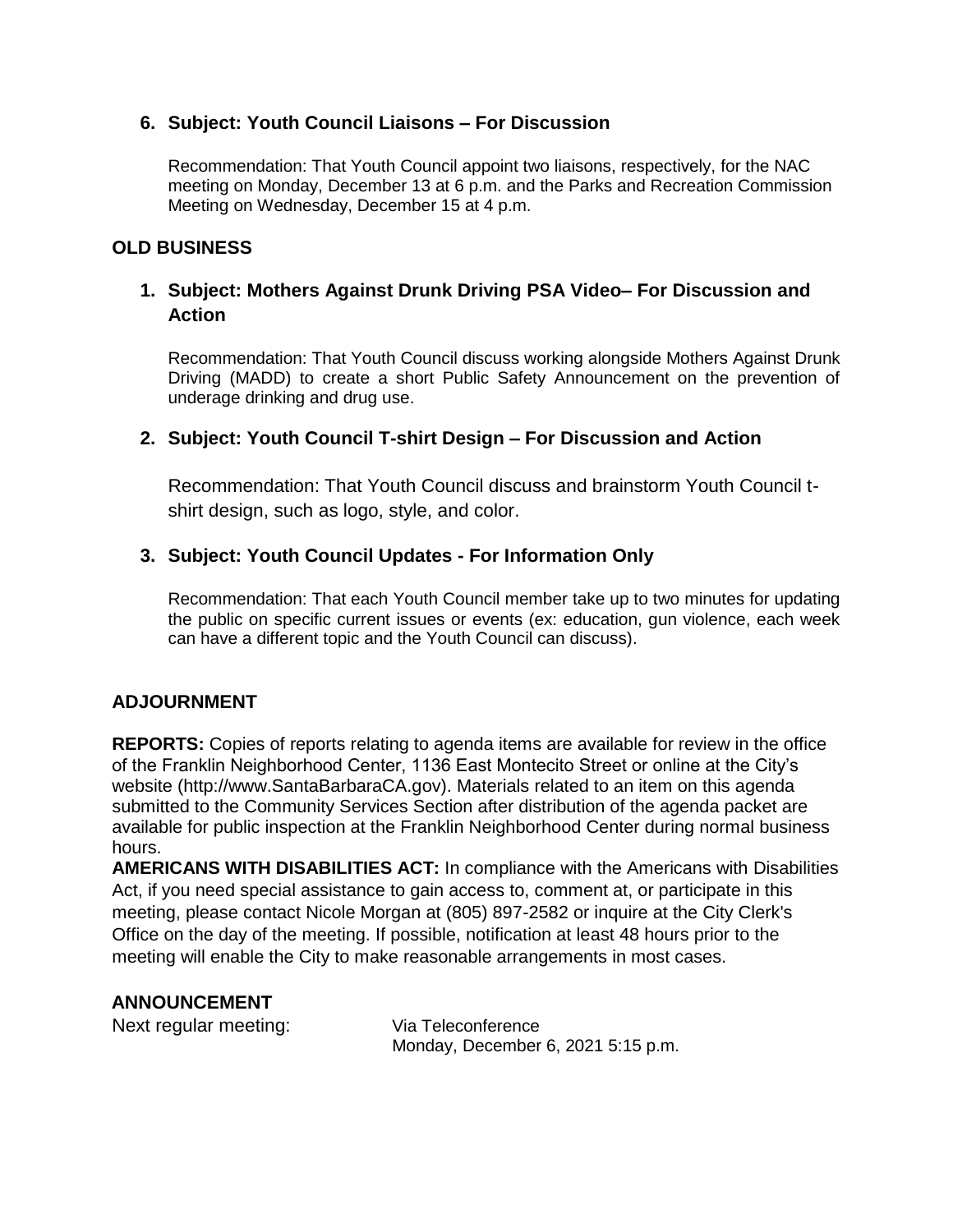### 6. Subject: Youth Council Liaisons – For Discussion

Recommendation: That Youth Council appoint two liaisons, respectively, for the NAC meeting on Monday, December 13 at 6 p.m. and the Parks and Recreation Commission Meeting on Wednesday, December 15 at 4 p.m.

## OLD BUSINESS

### 1. Subject: Mothers Against Drunk Driving PSA Video– For Discussion and Action

Recommendation: That Youth Council discuss working alongside Mothers Against Drunk Driving (MADD) to create a short Public Safety Announcement on the prevention of underage drinking and drug use.

### 2. Subject: Youth Council T-shirt Design – For Discussion and Action

Recommendation: That Youth Council discuss and brainstorm Youth Council t-shirt design, such as logo, style, and color.

### 3. Subject: Youth Council Updates - For Information Only

Recommendation: That each Youth Council member take up to two minutes for updating the public on specific current issues or events (ex: education, gun violence, each week can have a different topic and the Youth Council can discuss).

## ADJOURNMENT

**REPORTS:** Copies of reports relating to agenda items are available for review in the office of the Franklin Neighborhood Center, 1136 East Montecito Street or online at the City's website (http://www.SantaBarbaraCA.gov). Materials related to an item on this agenda submitted to the Community Services Section after distribution of the agenda packet are available for public inspection at the Franklin Neighborhood Center during normal business hours.

**AMERICANS WITH DISABILITIES ACT:** In compliance with the Americans with Disabilities Act, if you need special assistance to gain access to, comment at, or participate in this meeting, please contact Nicole Morgan at (805) 897-2582 or inquire at the City Clerk's Office on the day of the meeting. If possible, notification at least 48 hours prior to the meeting will enable the City to make reasonable arrangements in most cases.

## ANNOUNCEMENT

Next regular meeting: Via Teleconference
Monday, December 6, 2021 5:15 p.m.